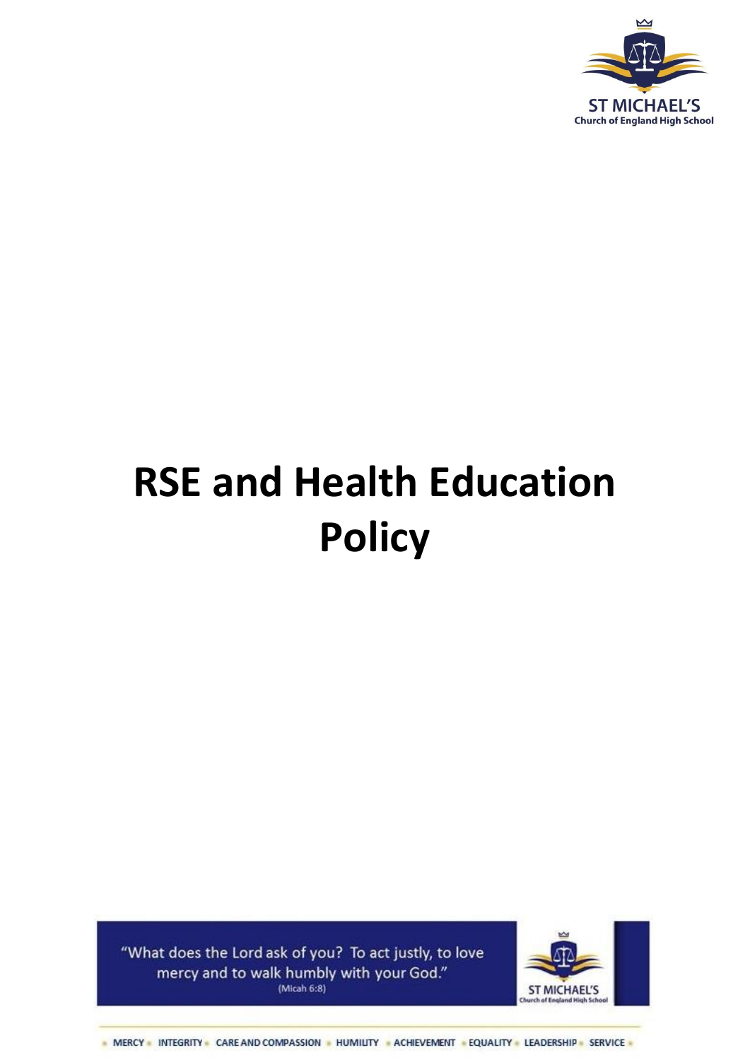ST MICHAEL'S
Church of England High School

# RSE and Health Education Policy

"What does the Lord ask of you? To act justly, to love mercy and to walk humbly with your God."
(Micah 6:8)

ST MICHAEL'S
Church of England High School

MERCY • INTEGRITY • CARE AND COMPASSION • HUMILITY • ACHIEVEMENT • EQUALITY • LEADERSHIP • SERVICE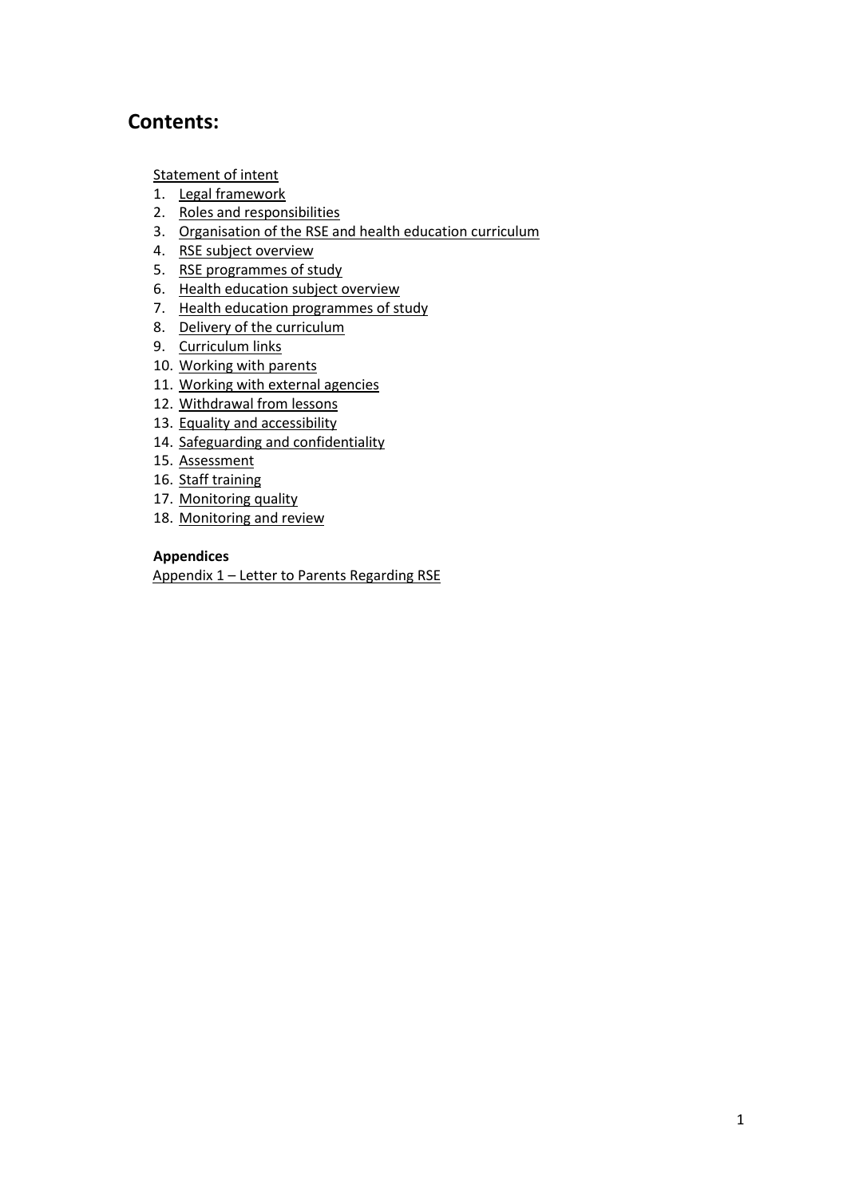## Contents:

Statement of intent

1. Legal framework
2. Roles and responsibilities
3. Organisation of the RSE and health education curriculum
4. RSE subject overview
5. RSE programmes of study
6. Health education subject overview
7. Health education programmes of study
8. Delivery of the curriculum
9. Curriculum links
10. Working with parents
11. Working with external agencies
12. Withdrawal from lessons
13. Equality and accessibility
14. Safeguarding and confidentiality
15. Assessment
16. Staff training
17. Monitoring quality
18. Monitoring and review

**Appendices**

Appendix 1 – Letter to Parents Regarding RSE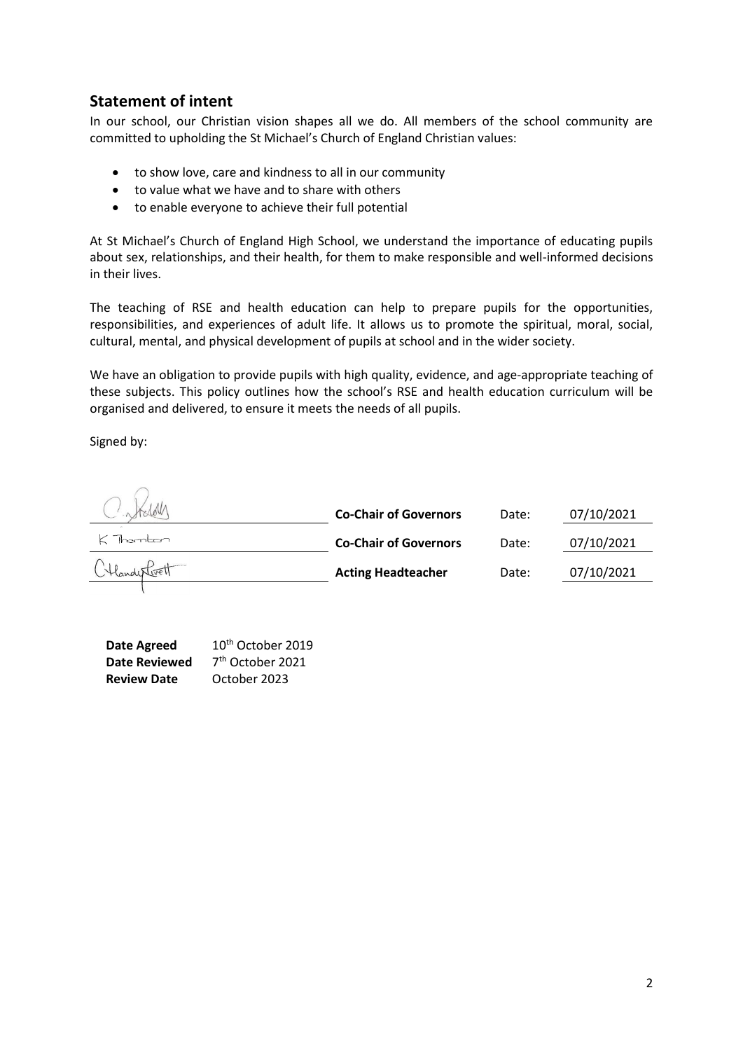## Statement of intent

In our school, our Christian vision shapes all we do. All members of the school community are committed to upholding the St Michael's Church of England Christian values:

- to show love, care and kindness to all in our community
- to value what we have and to share with others
- to enable everyone to achieve their full potential

At St Michael's Church of England High School, we understand the importance of educating pupils about sex, relationships, and their health, for them to make responsible and well-informed decisions in their lives.

The teaching of RSE and health education can help to prepare pupils for the opportunities, responsibilities, and experiences of adult life. It allows us to promote the spiritual, moral, social, cultural, mental, and physical development of pupils at school and in the wider society.

We have an obligation to provide pupils with high quality, evidence, and age-appropriate teaching of these subjects. This policy outlines how the school's RSE and health education curriculum will be organised and delivered, to ensure it meets the needs of all pupils.

Signed by:

| Signature | Role | | Date |
|---|---|---|---|
| C. Shelley | **Co-Chair of Governors** | Date: | 07/10/2021 |
| K Thornton | **Co-Chair of Governors** | Date: | 07/10/2021 |
| C Handy Lovett | **Acting Headteacher** | Date: | 07/10/2021 |

| | |
|---|---|
| **Date Agreed** | 10th October 2019 |
| **Date Reviewed** | 7th October 2021 |
| **Review Date** | October 2023 |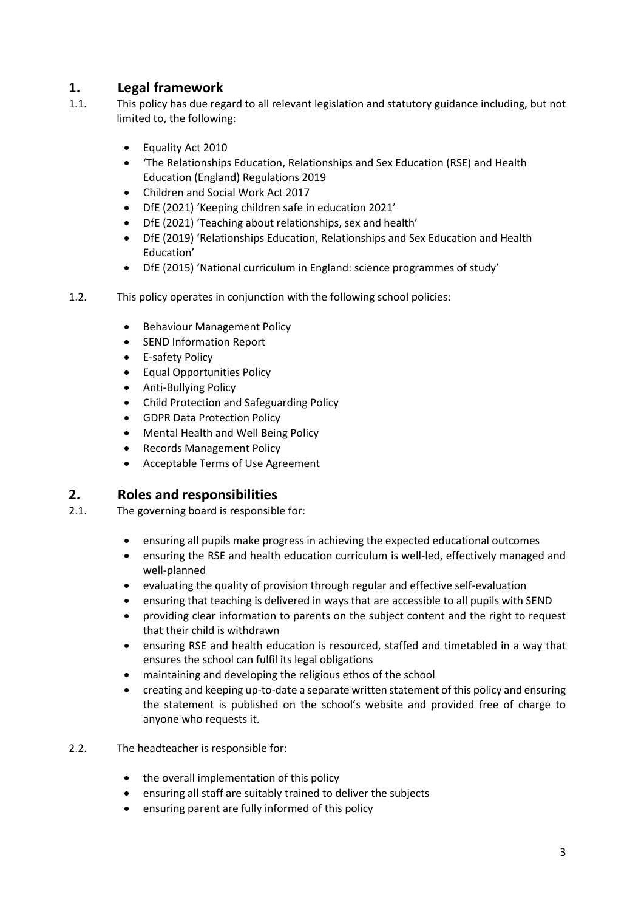## 1. Legal framework

1.1. This policy has due regard to all relevant legislation and statutory guidance including, but not limited to, the following:

- Equality Act 2010
- 'The Relationships Education, Relationships and Sex Education (RSE) and Health Education (England) Regulations 2019
- Children and Social Work Act 2017
- DfE (2021) 'Keeping children safe in education 2021'
- DfE (2021) 'Teaching about relationships, sex and health'
- DfE (2019) 'Relationships Education, Relationships and Sex Education and Health Education'
- DfE (2015) 'National curriculum in England: science programmes of study'

1.2. This policy operates in conjunction with the following school policies:

- Behaviour Management Policy
- SEND Information Report
- E-safety Policy
- Equal Opportunities Policy
- Anti-Bullying Policy
- Child Protection and Safeguarding Policy
- GDPR Data Protection Policy
- Mental Health and Well Being Policy
- Records Management Policy
- Acceptable Terms of Use Agreement

## 2. Roles and responsibilities

2.1. The governing board is responsible for:

- ensuring all pupils make progress in achieving the expected educational outcomes
- ensuring the RSE and health education curriculum is well-led, effectively managed and well-planned
- evaluating the quality of provision through regular and effective self-evaluation
- ensuring that teaching is delivered in ways that are accessible to all pupils with SEND
- providing clear information to parents on the subject content and the right to request that their child is withdrawn
- ensuring RSE and health education is resourced, staffed and timetabled in a way that ensures the school can fulfil its legal obligations
- maintaining and developing the religious ethos of the school
- creating and keeping up-to-date a separate written statement of this policy and ensuring the statement is published on the school's website and provided free of charge to anyone who requests it.

2.2. The headteacher is responsible for:

- the overall implementation of this policy
- ensuring all staff are suitably trained to deliver the subjects
- ensuring parent are fully informed of this policy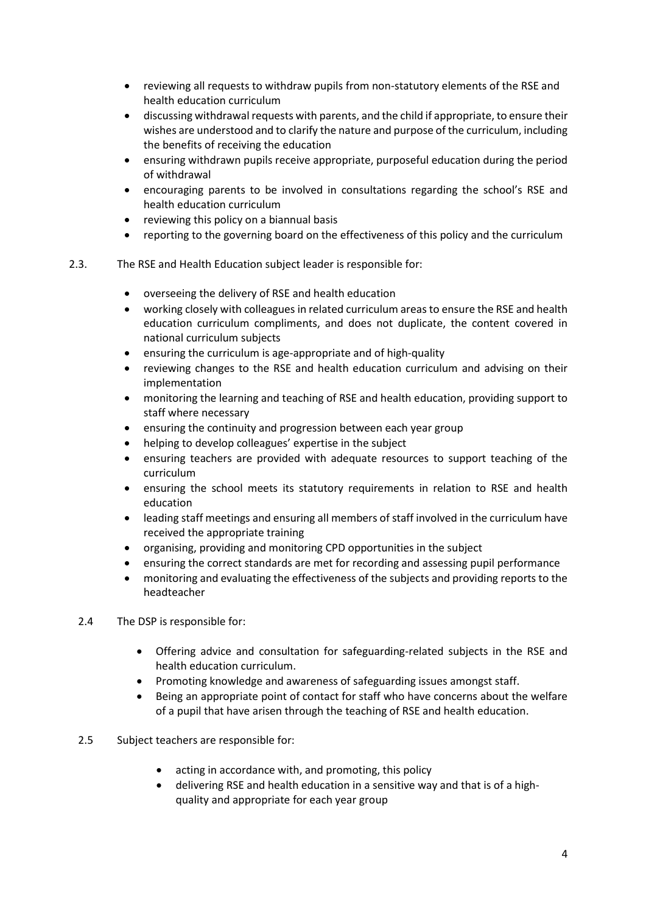- reviewing all requests to withdraw pupils from non-statutory elements of the RSE and health education curriculum
- discussing withdrawal requests with parents, and the child if appropriate, to ensure their wishes are understood and to clarify the nature and purpose of the curriculum, including the benefits of receiving the education
- ensuring withdrawn pupils receive appropriate, purposeful education during the period of withdrawal
- encouraging parents to be involved in consultations regarding the school's RSE and health education curriculum
- reviewing this policy on a biannual basis
- reporting to the governing board on the effectiveness of this policy and the curriculum

2.3. The RSE and Health Education subject leader is responsible for:

- overseeing the delivery of RSE and health education
- working closely with colleagues in related curriculum areas to ensure the RSE and health education curriculum compliments, and does not duplicate, the content covered in national curriculum subjects
- ensuring the curriculum is age-appropriate and of high-quality
- reviewing changes to the RSE and health education curriculum and advising on their implementation
- monitoring the learning and teaching of RSE and health education, providing support to staff where necessary
- ensuring the continuity and progression between each year group
- helping to develop colleagues' expertise in the subject
- ensuring teachers are provided with adequate resources to support teaching of the curriculum
- ensuring the school meets its statutory requirements in relation to RSE and health education
- leading staff meetings and ensuring all members of staff involved in the curriculum have received the appropriate training
- organising, providing and monitoring CPD opportunities in the subject
- ensuring the correct standards are met for recording and assessing pupil performance
- monitoring and evaluating the effectiveness of the subjects and providing reports to the headteacher

2.4 The DSP is responsible for:

- Offering advice and consultation for safeguarding-related subjects in the RSE and health education curriculum.
- Promoting knowledge and awareness of safeguarding issues amongst staff.
- Being an appropriate point of contact for staff who have concerns about the welfare of a pupil that have arisen through the teaching of RSE and health education.

2.5 Subject teachers are responsible for:

- acting in accordance with, and promoting, this policy
- delivering RSE and health education in a sensitive way and that is of a high-quality and appropriate for each year group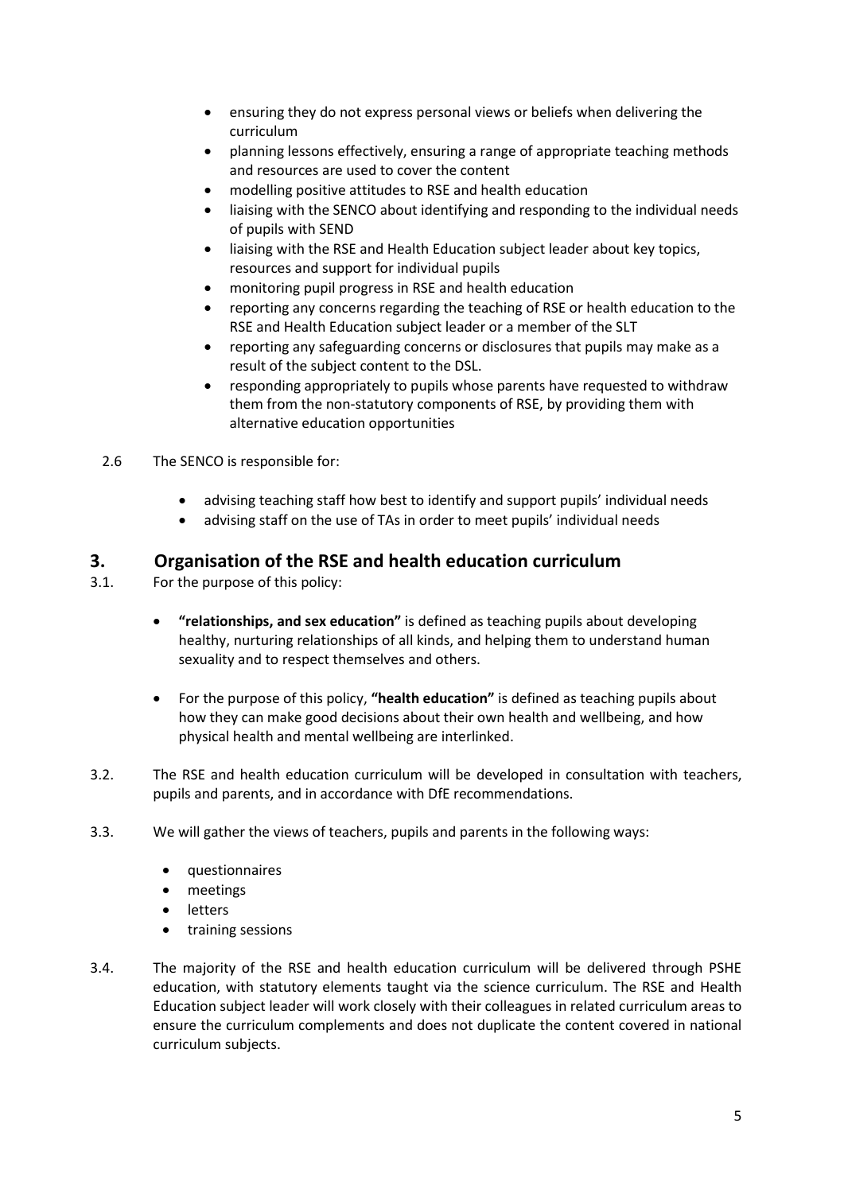- ensuring they do not express personal views or beliefs when delivering the curriculum
- planning lessons effectively, ensuring a range of appropriate teaching methods and resources are used to cover the content
- modelling positive attitudes to RSE and health education
- liaising with the SENCO about identifying and responding to the individual needs of pupils with SEND
- liaising with the RSE and Health Education subject leader about key topics, resources and support for individual pupils
- monitoring pupil progress in RSE and health education
- reporting any concerns regarding the teaching of RSE or health education to the RSE and Health Education subject leader or a member of the SLT
- reporting any safeguarding concerns or disclosures that pupils may make as a result of the subject content to the DSL.
- responding appropriately to pupils whose parents have requested to withdraw them from the non-statutory components of RSE, by providing them with alternative education opportunities

2.6 The SENCO is responsible for:

- advising teaching staff how best to identify and support pupils' individual needs
- advising staff on the use of TAs in order to meet pupils' individual needs

## 3. Organisation of the RSE and health education curriculum

3.1. For the purpose of this policy:

- **"relationships, and sex education"** is defined as teaching pupils about developing healthy, nurturing relationships of all kinds, and helping them to understand human sexuality and to respect themselves and others.

- For the purpose of this policy, **"health education"** is defined as teaching pupils about how they can make good decisions about their own health and wellbeing, and how physical health and mental wellbeing are interlinked.

3.2. The RSE and health education curriculum will be developed in consultation with teachers, pupils and parents, and in accordance with DfE recommendations.

3.3. We will gather the views of teachers, pupils and parents in the following ways:

- questionnaires
- meetings
- letters
- training sessions

3.4. The majority of the RSE and health education curriculum will be delivered through PSHE education, with statutory elements taught via the science curriculum. The RSE and Health Education subject leader will work closely with their colleagues in related curriculum areas to ensure the curriculum complements and does not duplicate the content covered in national curriculum subjects.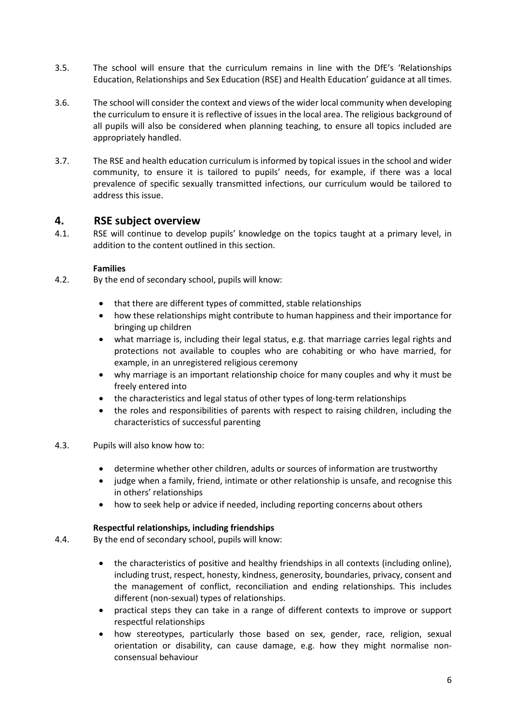3.5. The school will ensure that the curriculum remains in line with the DfE's 'Relationships Education, Relationships and Sex Education (RSE) and Health Education' guidance at all times.

3.6. The school will consider the context and views of the wider local community when developing the curriculum to ensure it is reflective of issues in the local area. The religious background of all pupils will also be considered when planning teaching, to ensure all topics included are appropriately handled.

3.7. The RSE and health education curriculum is informed by topical issues in the school and wider community, to ensure it is tailored to pupils' needs, for example, if there was a local prevalence of specific sexually transmitted infections, our curriculum would be tailored to address this issue.

## 4. RSE subject overview

4.1. RSE will continue to develop pupils' knowledge on the topics taught at a primary level, in addition to the content outlined in this section.

**Families**

4.2. By the end of secondary school, pupils will know:

- that there are different types of committed, stable relationships
- how these relationships might contribute to human happiness and their importance for bringing up children
- what marriage is, including their legal status, e.g. that marriage carries legal rights and protections not available to couples who are cohabiting or who have married, for example, in an unregistered religious ceremony
- why marriage is an important relationship choice for many couples and why it must be freely entered into
- the characteristics and legal status of other types of long-term relationships
- the roles and responsibilities of parents with respect to raising children, including the characteristics of successful parenting

4.3. Pupils will also know how to:

- determine whether other children, adults or sources of information are trustworthy
- judge when a family, friend, intimate or other relationship is unsafe, and recognise this in others' relationships
- how to seek help or advice if needed, including reporting concerns about others

**Respectful relationships, including friendships**

4.4. By the end of secondary school, pupils will know:

- the characteristics of positive and healthy friendships in all contexts (including online), including trust, respect, honesty, kindness, generosity, boundaries, privacy, consent and the management of conflict, reconciliation and ending relationships. This includes different (non-sexual) types of relationships.
- practical steps they can take in a range of different contexts to improve or support respectful relationships
- how stereotypes, particularly those based on sex, gender, race, religion, sexual orientation or disability, can cause damage, e.g. how they might normalise non-consensual behaviour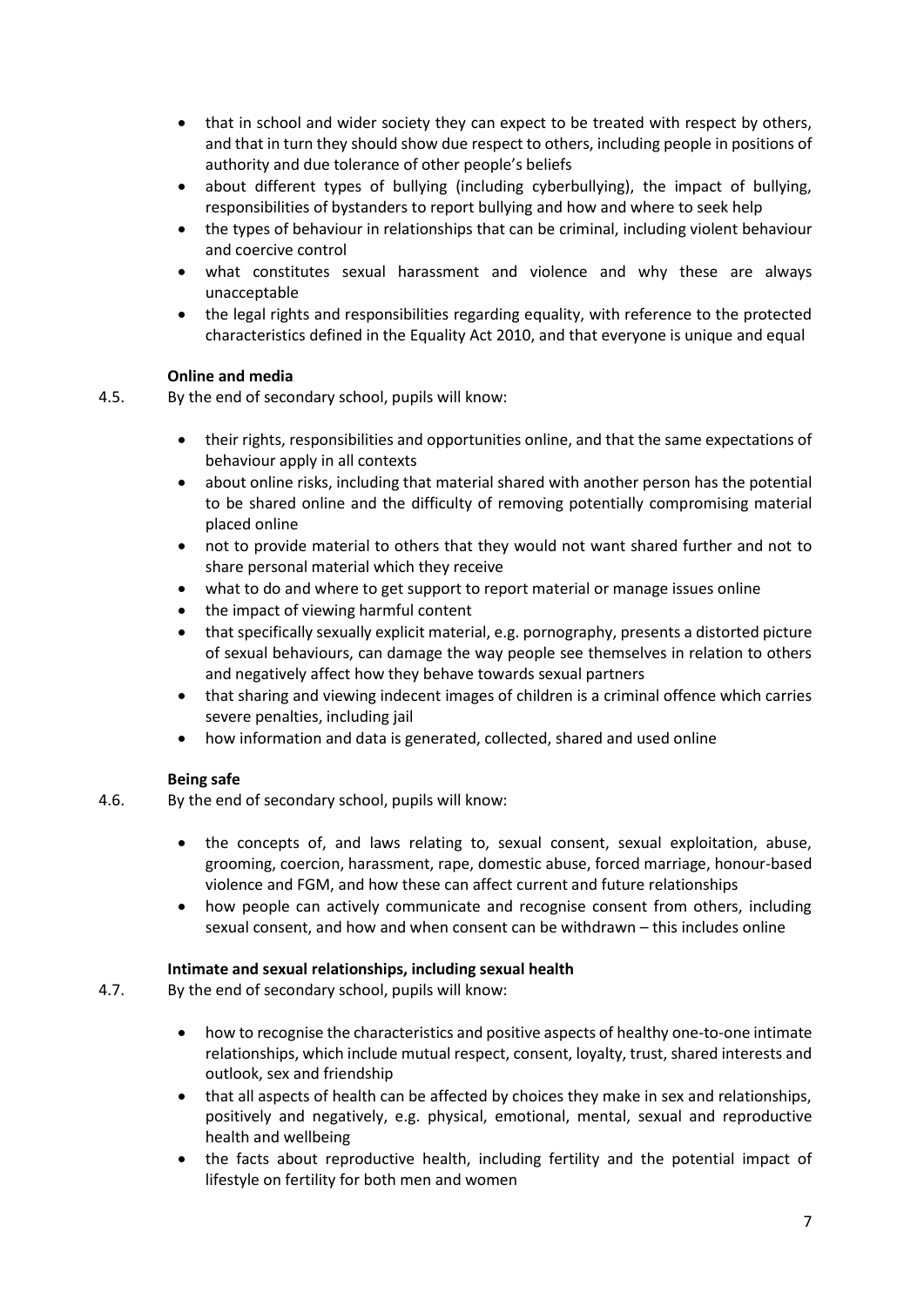- that in school and wider society they can expect to be treated with respect by others, and that in turn they should show due respect to others, including people in positions of authority and due tolerance of other people's beliefs
- about different types of bullying (including cyberbullying), the impact of bullying, responsibilities of bystanders to report bullying and how and where to seek help
- the types of behaviour in relationships that can be criminal, including violent behaviour and coercive control
- what constitutes sexual harassment and violence and why these are always unacceptable
- the legal rights and responsibilities regarding equality, with reference to the protected characteristics defined in the Equality Act 2010, and that everyone is unique and equal

**Online and media**

4.5. By the end of secondary school, pupils will know:

- their rights, responsibilities and opportunities online, and that the same expectations of behaviour apply in all contexts
- about online risks, including that material shared with another person has the potential to be shared online and the difficulty of removing potentially compromising material placed online
- not to provide material to others that they would not want shared further and not to share personal material which they receive
- what to do and where to get support to report material or manage issues online
- the impact of viewing harmful content
- that specifically sexually explicit material, e.g. pornography, presents a distorted picture of sexual behaviours, can damage the way people see themselves in relation to others and negatively affect how they behave towards sexual partners
- that sharing and viewing indecent images of children is a criminal offence which carries severe penalties, including jail
- how information and data is generated, collected, shared and used online

**Being safe**

4.6. By the end of secondary school, pupils will know:

- the concepts of, and laws relating to, sexual consent, sexual exploitation, abuse, grooming, coercion, harassment, rape, domestic abuse, forced marriage, honour-based violence and FGM, and how these can affect current and future relationships
- how people can actively communicate and recognise consent from others, including sexual consent, and how and when consent can be withdrawn – this includes online

**Intimate and sexual relationships, including sexual health**

4.7. By the end of secondary school, pupils will know:

- how to recognise the characteristics and positive aspects of healthy one-to-one intimate relationships, which include mutual respect, consent, loyalty, trust, shared interests and outlook, sex and friendship
- that all aspects of health can be affected by choices they make in sex and relationships, positively and negatively, e.g. physical, emotional, mental, sexual and reproductive health and wellbeing
- the facts about reproductive health, including fertility and the potential impact of lifestyle on fertility for both men and women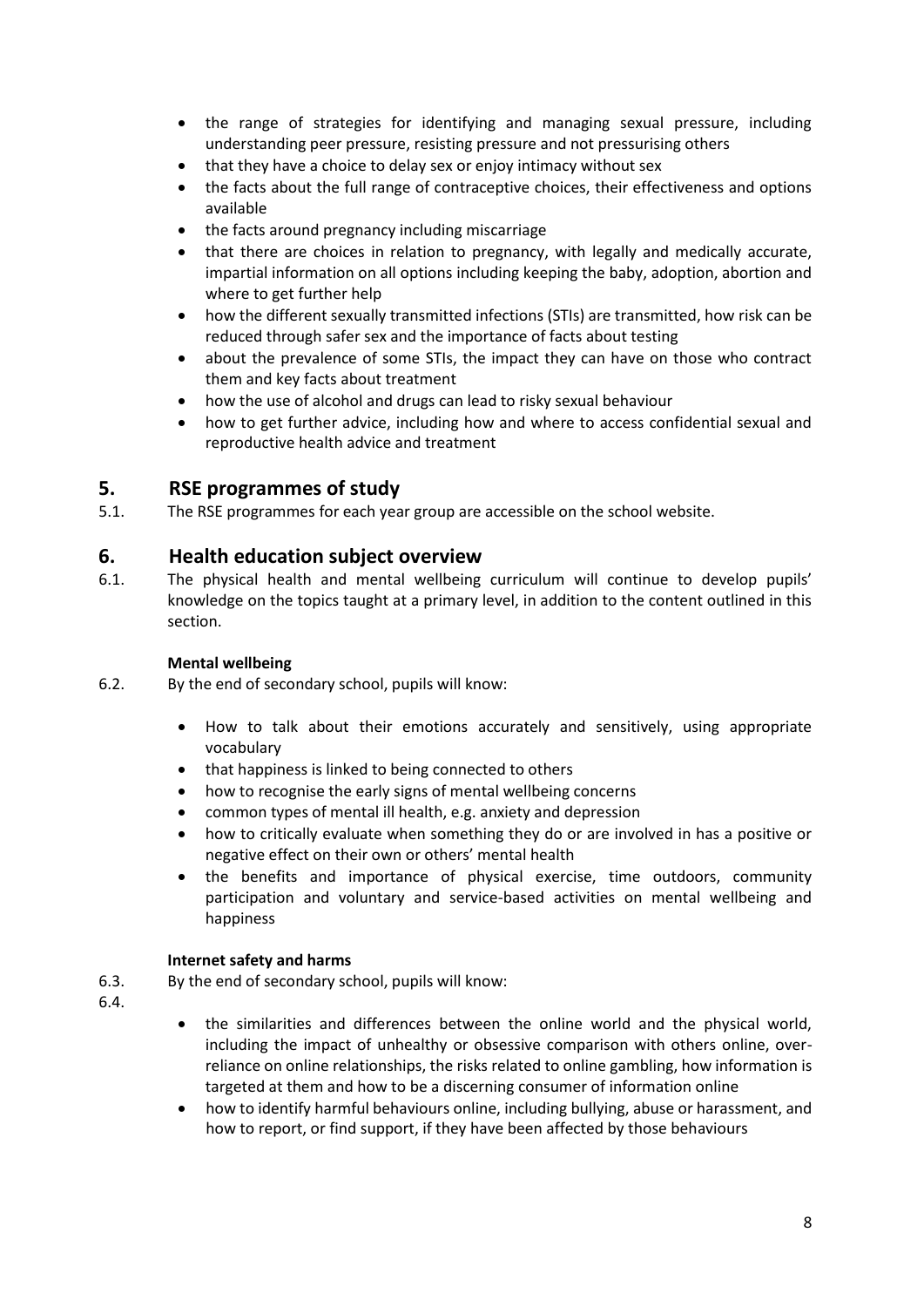- the range of strategies for identifying and managing sexual pressure, including understanding peer pressure, resisting pressure and not pressurising others
- that they have a choice to delay sex or enjoy intimacy without sex
- the facts about the full range of contraceptive choices, their effectiveness and options available
- the facts around pregnancy including miscarriage
- that there are choices in relation to pregnancy, with legally and medically accurate, impartial information on all options including keeping the baby, adoption, abortion and where to get further help
- how the different sexually transmitted infections (STIs) are transmitted, how risk can be reduced through safer sex and the importance of facts about testing
- about the prevalence of some STIs, the impact they can have on those who contract them and key facts about treatment
- how the use of alcohol and drugs can lead to risky sexual behaviour
- how to get further advice, including how and where to access confidential sexual and reproductive health advice and treatment

## 5. RSE programmes of study

5.1. The RSE programmes for each year group are accessible on the school website.

## 6. Health education subject overview

6.1. The physical health and mental wellbeing curriculum will continue to develop pupils' knowledge on the topics taught at a primary level, in addition to the content outlined in this section.

**Mental wellbeing**

6.2. By the end of secondary school, pupils will know:

- How to talk about their emotions accurately and sensitively, using appropriate vocabulary
- that happiness is linked to being connected to others
- how to recognise the early signs of mental wellbeing concerns
- common types of mental ill health, e.g. anxiety and depression
- how to critically evaluate when something they do or are involved in has a positive or negative effect on their own or others' mental health
- the benefits and importance of physical exercise, time outdoors, community participation and voluntary and service-based activities on mental wellbeing and happiness

**Internet safety and harms**

6.3. By the end of secondary school, pupils will know:

6.4.

- the similarities and differences between the online world and the physical world, including the impact of unhealthy or obsessive comparison with others online, over-reliance on online relationships, the risks related to online gambling, how information is targeted at them and how to be a discerning consumer of information online
- how to identify harmful behaviours online, including bullying, abuse or harassment, and how to report, or find support, if they have been affected by those behaviours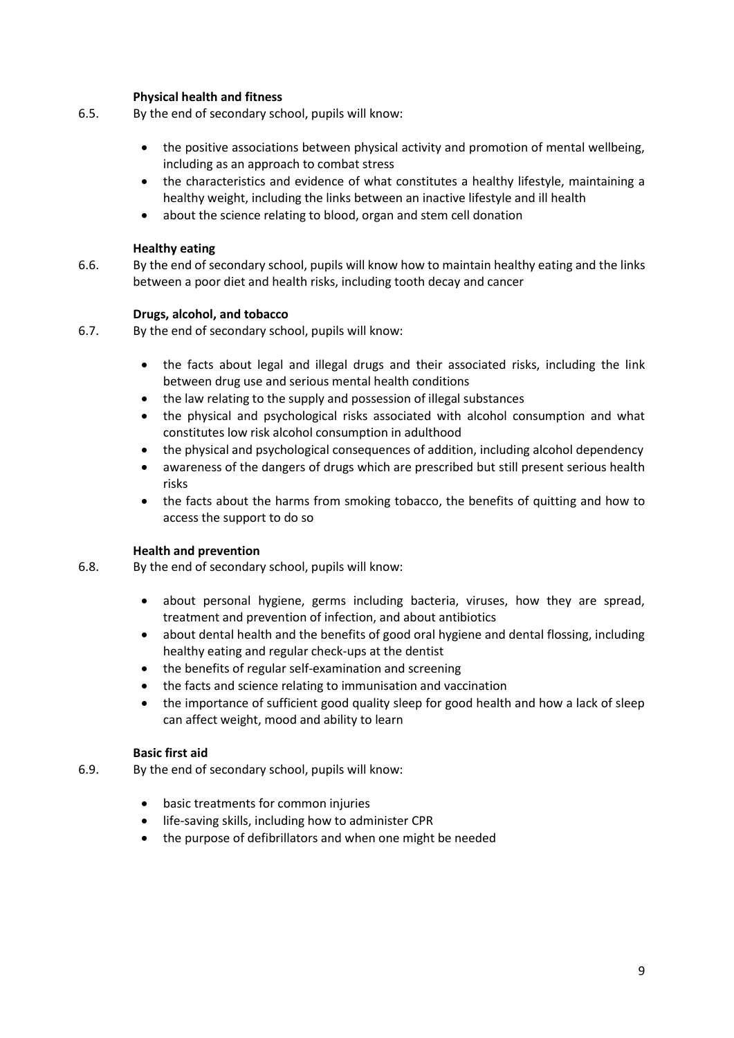**Physical health and fitness**

6.5. By the end of secondary school, pupils will know:

- the positive associations between physical activity and promotion of mental wellbeing, including as an approach to combat stress
- the characteristics and evidence of what constitutes a healthy lifestyle, maintaining a healthy weight, including the links between an inactive lifestyle and ill health
- about the science relating to blood, organ and stem cell donation

**Healthy eating**

6.6. By the end of secondary school, pupils will know how to maintain healthy eating and the links between a poor diet and health risks, including tooth decay and cancer

**Drugs, alcohol, and tobacco**

6.7. By the end of secondary school, pupils will know:

- the facts about legal and illegal drugs and their associated risks, including the link between drug use and serious mental health conditions
- the law relating to the supply and possession of illegal substances
- the physical and psychological risks associated with alcohol consumption and what constitutes low risk alcohol consumption in adulthood
- the physical and psychological consequences of addition, including alcohol dependency
- awareness of the dangers of drugs which are prescribed but still present serious health risks
- the facts about the harms from smoking tobacco, the benefits of quitting and how to access the support to do so

**Health and prevention**

6.8. By the end of secondary school, pupils will know:

- about personal hygiene, germs including bacteria, viruses, how they are spread, treatment and prevention of infection, and about antibiotics
- about dental health and the benefits of good oral hygiene and dental flossing, including healthy eating and regular check-ups at the dentist
- the benefits of regular self-examination and screening
- the facts and science relating to immunisation and vaccination
- the importance of sufficient good quality sleep for good health and how a lack of sleep can affect weight, mood and ability to learn

**Basic first aid**

6.9. By the end of secondary school, pupils will know:

- basic treatments for common injuries
- life-saving skills, including how to administer CPR
- the purpose of defibrillators and when one might be needed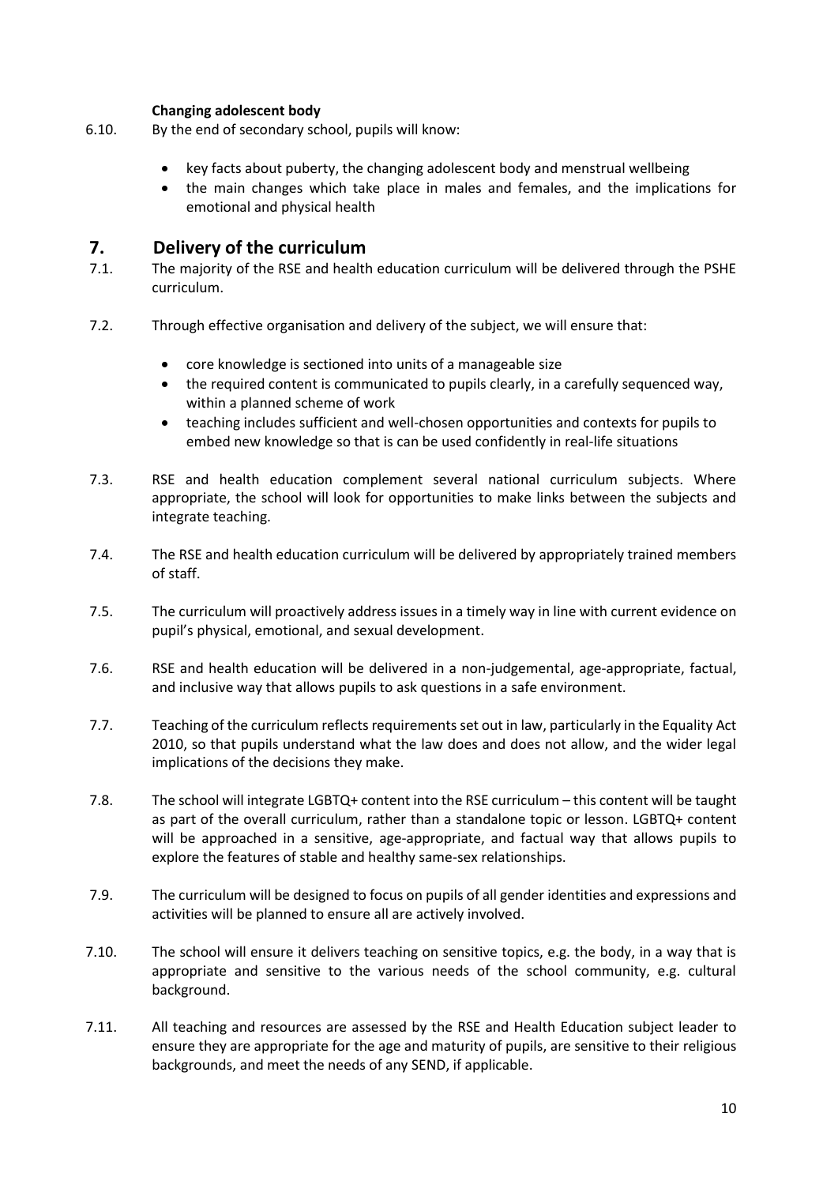**Changing adolescent body**

6.10. By the end of secondary school, pupils will know:

- key facts about puberty, the changing adolescent body and menstrual wellbeing
- the main changes which take place in males and females, and the implications for emotional and physical health

## 7. Delivery of the curriculum

7.1. The majority of the RSE and health education curriculum will be delivered through the PSHE curriculum.

7.2. Through effective organisation and delivery of the subject, we will ensure that:

- core knowledge is sectioned into units of a manageable size
- the required content is communicated to pupils clearly, in a carefully sequenced way, within a planned scheme of work
- teaching includes sufficient and well-chosen opportunities and contexts for pupils to embed new knowledge so that is can be used confidently in real-life situations

7.3. RSE and health education complement several national curriculum subjects. Where appropriate, the school will look for opportunities to make links between the subjects and integrate teaching.

7.4. The RSE and health education curriculum will be delivered by appropriately trained members of staff.

7.5. The curriculum will proactively address issues in a timely way in line with current evidence on pupil's physical, emotional, and sexual development.

7.6. RSE and health education will be delivered in a non-judgemental, age-appropriate, factual, and inclusive way that allows pupils to ask questions in a safe environment.

7.7. Teaching of the curriculum reflects requirements set out in law, particularly in the Equality Act 2010, so that pupils understand what the law does and does not allow, and the wider legal implications of the decisions they make.

7.8. The school will integrate LGBTQ+ content into the RSE curriculum – this content will be taught as part of the overall curriculum, rather than a standalone topic or lesson. LGBTQ+ content will be approached in a sensitive, age-appropriate, and factual way that allows pupils to explore the features of stable and healthy same-sex relationships.

7.9. The curriculum will be designed to focus on pupils of all gender identities and expressions and activities will be planned to ensure all are actively involved.

7.10. The school will ensure it delivers teaching on sensitive topics, e.g. the body, in a way that is appropriate and sensitive to the various needs of the school community, e.g. cultural background.

7.11. All teaching and resources are assessed by the RSE and Health Education subject leader to ensure they are appropriate for the age and maturity of pupils, are sensitive to their religious backgrounds, and meet the needs of any SEND, if applicable.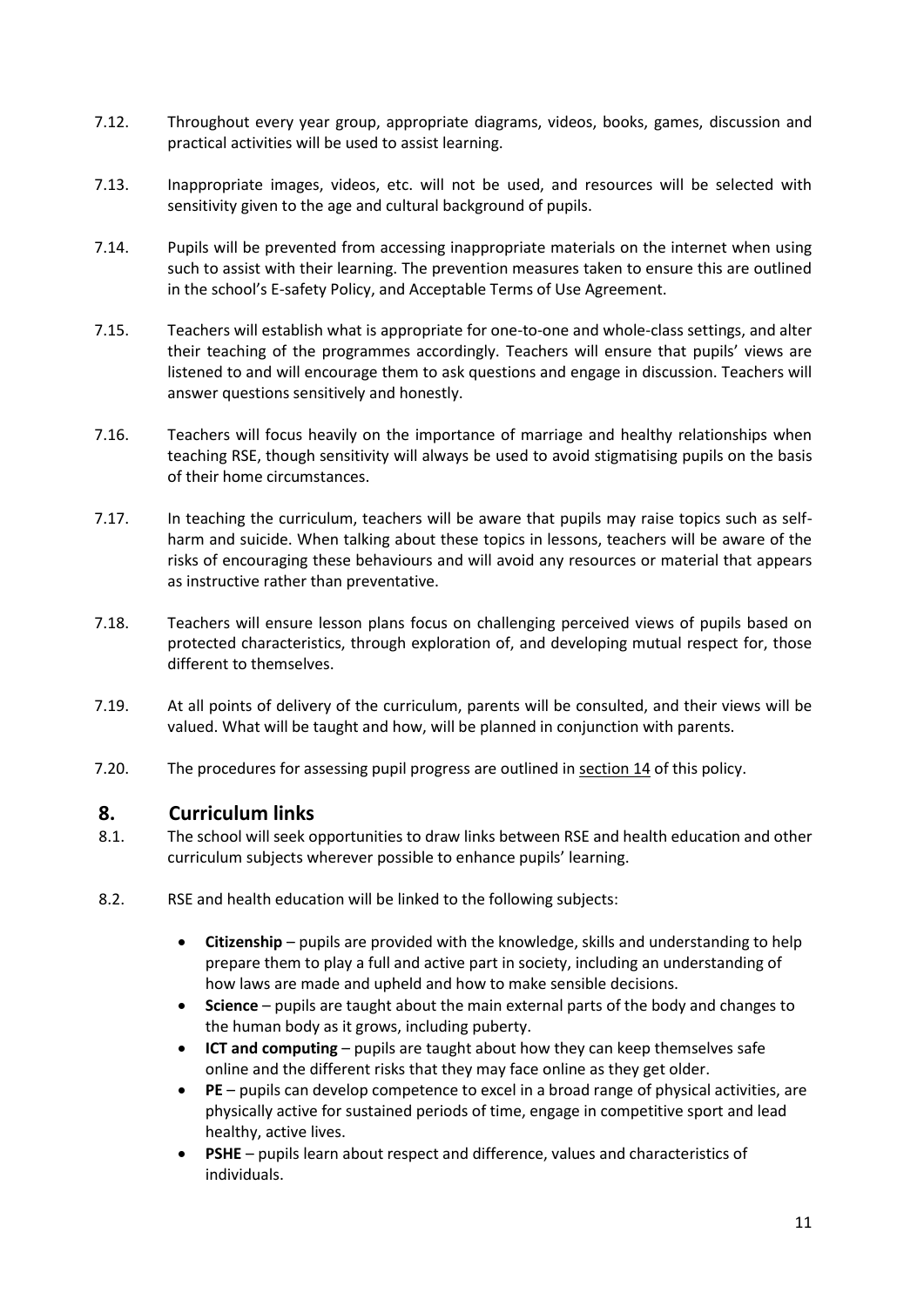7.12. Throughout every year group, appropriate diagrams, videos, books, games, discussion and practical activities will be used to assist learning.

7.13. Inappropriate images, videos, etc. will not be used, and resources will be selected with sensitivity given to the age and cultural background of pupils.

7.14. Pupils will be prevented from accessing inappropriate materials on the internet when using such to assist with their learning. The prevention measures taken to ensure this are outlined in the school's E-safety Policy, and Acceptable Terms of Use Agreement.

7.15. Teachers will establish what is appropriate for one-to-one and whole-class settings, and alter their teaching of the programmes accordingly. Teachers will ensure that pupils' views are listened to and will encourage them to ask questions and engage in discussion. Teachers will answer questions sensitively and honestly.

7.16. Teachers will focus heavily on the importance of marriage and healthy relationships when teaching RSE, though sensitivity will always be used to avoid stigmatising pupils on the basis of their home circumstances.

7.17. In teaching the curriculum, teachers will be aware that pupils may raise topics such as self-harm and suicide. When talking about these topics in lessons, teachers will be aware of the risks of encouraging these behaviours and will avoid any resources or material that appears as instructive rather than preventative.

7.18. Teachers will ensure lesson plans focus on challenging perceived views of pupils based on protected characteristics, through exploration of, and developing mutual respect for, those different to themselves.

7.19. At all points of delivery of the curriculum, parents will be consulted, and their views will be valued. What will be taught and how, will be planned in conjunction with parents.

7.20. The procedures for assessing pupil progress are outlined in section 14 of this policy.

## 8. Curriculum links

8.1. The school will seek opportunities to draw links between RSE and health education and other curriculum subjects wherever possible to enhance pupils' learning.

8.2. RSE and health education will be linked to the following subjects:

- **Citizenship** – pupils are provided with the knowledge, skills and understanding to help prepare them to play a full and active part in society, including an understanding of how laws are made and upheld and how to make sensible decisions.
- **Science** – pupils are taught about the main external parts of the body and changes to the human body as it grows, including puberty.
- **ICT and computing** – pupils are taught about how they can keep themselves safe online and the different risks that they may face online as they get older.
- **PE** – pupils can develop competence to excel in a broad range of physical activities, are physically active for sustained periods of time, engage in competitive sport and lead healthy, active lives.
- **PSHE** – pupils learn about respect and difference, values and characteristics of individuals.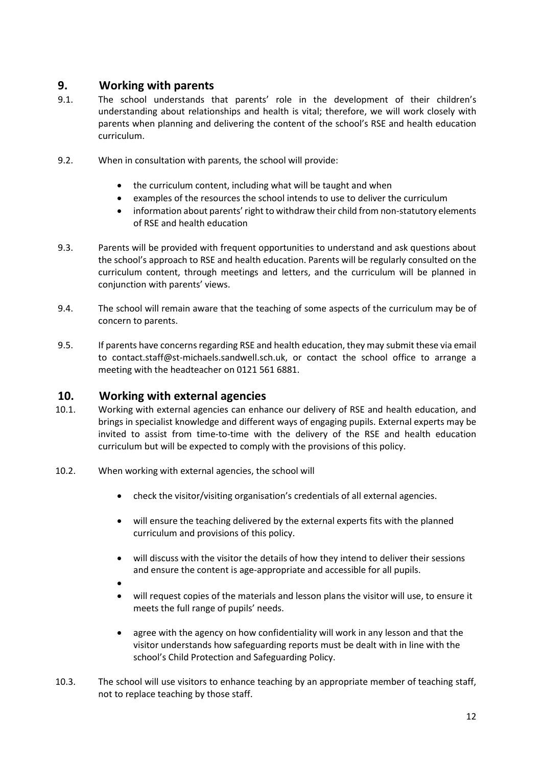## 9. Working with parents

9.1. The school understands that parents' role in the development of their children's understanding about relationships and health is vital; therefore, we will work closely with parents when planning and delivering the content of the school's RSE and health education curriculum.

9.2. When in consultation with parents, the school will provide:

- the curriculum content, including what will be taught and when
- examples of the resources the school intends to use to deliver the curriculum
- information about parents' right to withdraw their child from non-statutory elements of RSE and health education

9.3. Parents will be provided with frequent opportunities to understand and ask questions about the school's approach to RSE and health education. Parents will be regularly consulted on the curriculum content, through meetings and letters, and the curriculum will be planned in conjunction with parents' views.

9.4. The school will remain aware that the teaching of some aspects of the curriculum may be of concern to parents.

9.5. If parents have concerns regarding RSE and health education, they may submit these via email to contact.staff@st-michaels.sandwell.sch.uk, or contact the school office to arrange a meeting with the headteacher on 0121 561 6881.

## 10. Working with external agencies

10.1. Working with external agencies can enhance our delivery of RSE and health education, and brings in specialist knowledge and different ways of engaging pupils. External experts may be invited to assist from time-to-time with the delivery of the RSE and health education curriculum but will be expected to comply with the provisions of this policy.

10.2. When working with external agencies, the school will

- check the visitor/visiting organisation's credentials of all external agencies.
- will ensure the teaching delivered by the external experts fits with the planned curriculum and provisions of this policy.
- will discuss with the visitor the details of how they intend to deliver their sessions and ensure the content is age-appropriate and accessible for all pupils.
- will request copies of the materials and lesson plans the visitor will use, to ensure it meets the full range of pupils' needs.
- agree with the agency on how confidentiality will work in any lesson and that the visitor understands how safeguarding reports must be dealt with in line with the school's Child Protection and Safeguarding Policy.

10.3. The school will use visitors to enhance teaching by an appropriate member of teaching staff, not to replace teaching by those staff.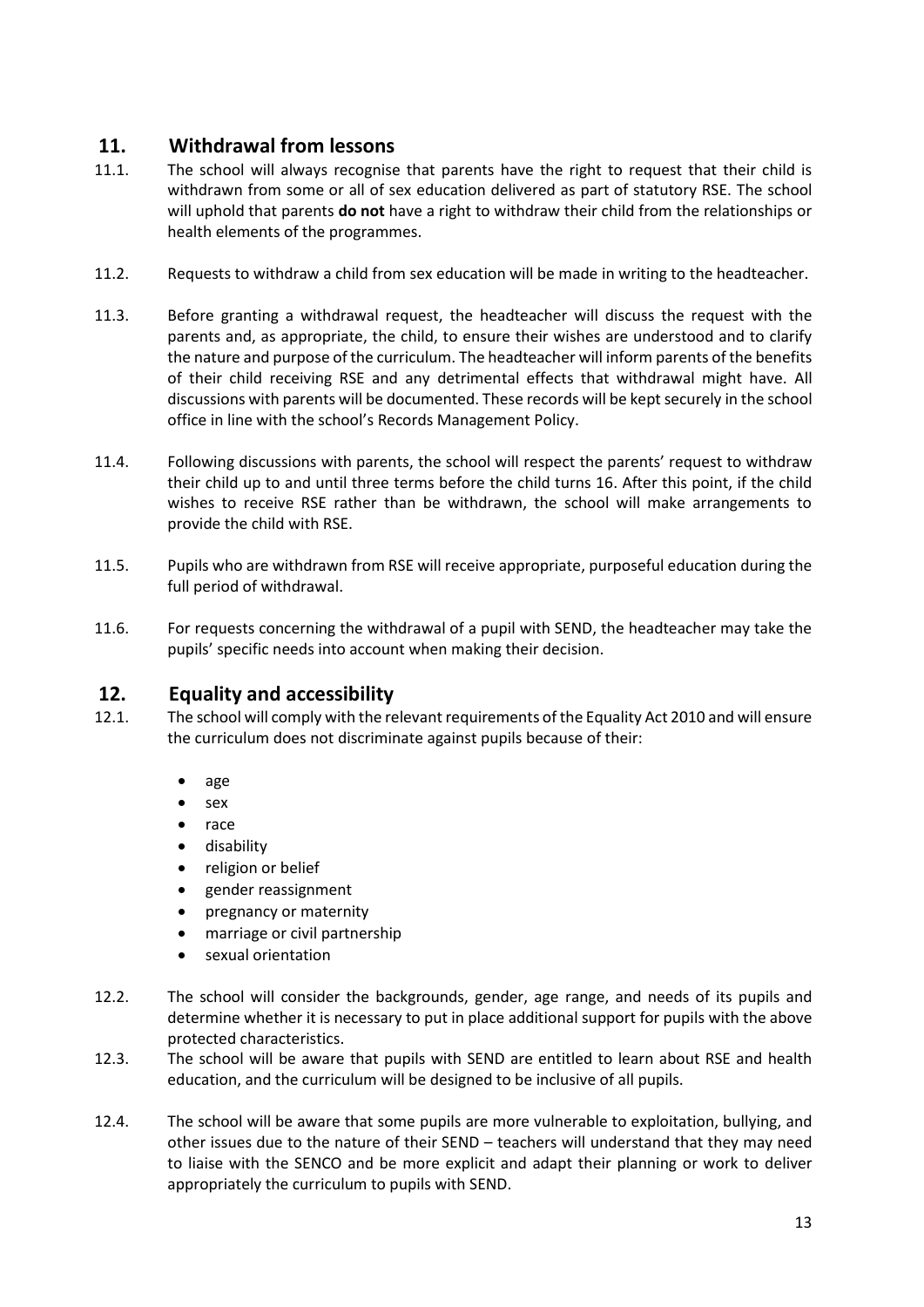## 11. Withdrawal from lessons

11.1. The school will always recognise that parents have the right to request that their child is withdrawn from some or all of sex education delivered as part of statutory RSE. The school will uphold that parents **do not** have a right to withdraw their child from the relationships or health elements of the programmes.

11.2. Requests to withdraw a child from sex education will be made in writing to the headteacher.

11.3. Before granting a withdrawal request, the headteacher will discuss the request with the parents and, as appropriate, the child, to ensure their wishes are understood and to clarify the nature and purpose of the curriculum. The headteacher will inform parents of the benefits of their child receiving RSE and any detrimental effects that withdrawal might have. All discussions with parents will be documented. These records will be kept securely in the school office in line with the school's Records Management Policy.

11.4. Following discussions with parents, the school will respect the parents' request to withdraw their child up to and until three terms before the child turns 16. After this point, if the child wishes to receive RSE rather than be withdrawn, the school will make arrangements to provide the child with RSE.

11.5. Pupils who are withdrawn from RSE will receive appropriate, purposeful education during the full period of withdrawal.

11.6. For requests concerning the withdrawal of a pupil with SEND, the headteacher may take the pupils' specific needs into account when making their decision.

## 12. Equality and accessibility

12.1. The school will comply with the relevant requirements of the Equality Act 2010 and will ensure the curriculum does not discriminate against pupils because of their:

- age
- sex
- race
- disability
- religion or belief
- gender reassignment
- pregnancy or maternity
- marriage or civil partnership
- sexual orientation

12.2. The school will consider the backgrounds, gender, age range, and needs of its pupils and determine whether it is necessary to put in place additional support for pupils with the above protected characteristics.

12.3. The school will be aware that pupils with SEND are entitled to learn about RSE and health education, and the curriculum will be designed to be inclusive of all pupils.

12.4. The school will be aware that some pupils are more vulnerable to exploitation, bullying, and other issues due to the nature of their SEND – teachers will understand that they may need to liaise with the SENCO and be more explicit and adapt their planning or work to deliver appropriately the curriculum to pupils with SEND.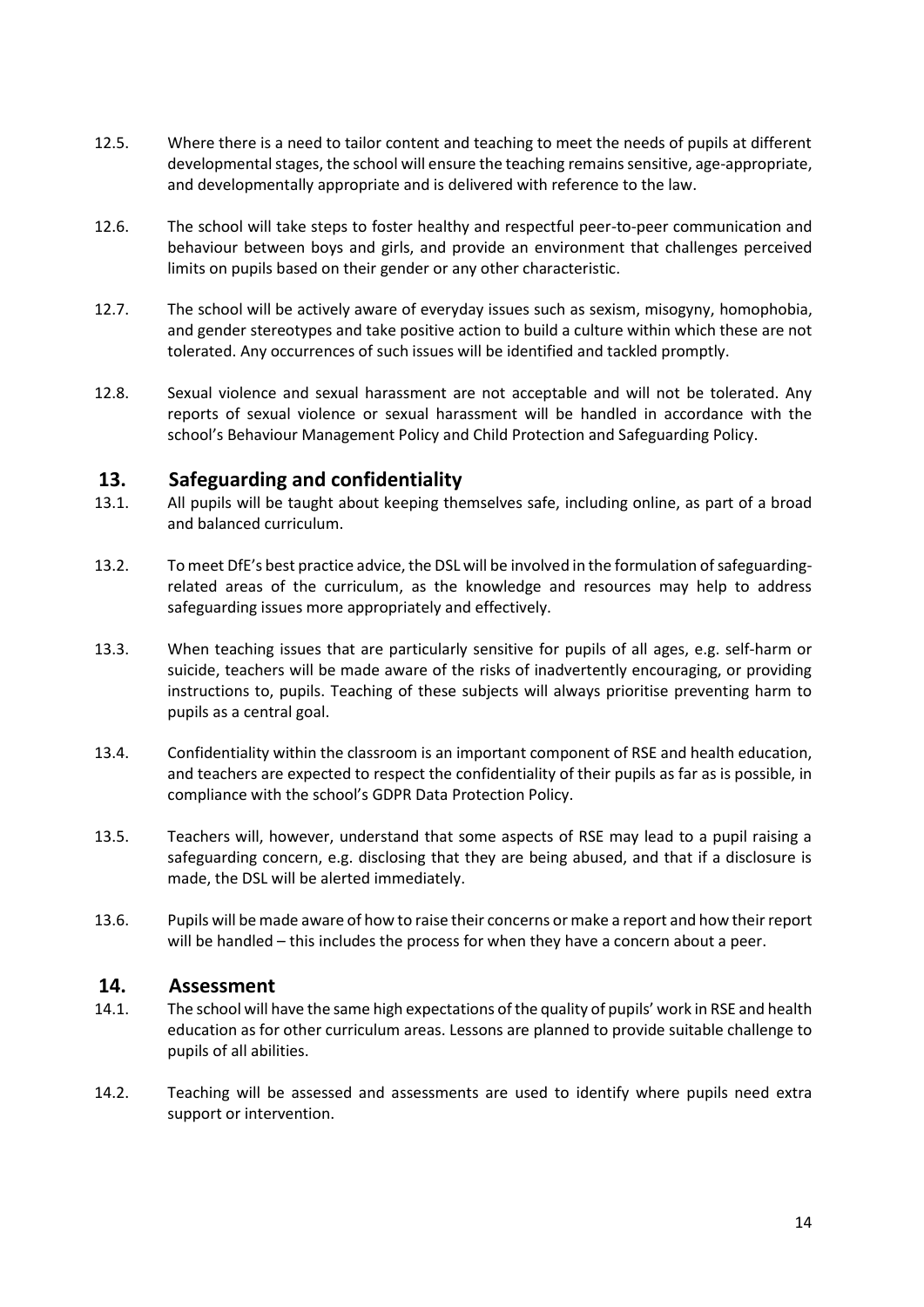12.5. Where there is a need to tailor content and teaching to meet the needs of pupils at different developmental stages, the school will ensure the teaching remains sensitive, age-appropriate, and developmentally appropriate and is delivered with reference to the law.

12.6. The school will take steps to foster healthy and respectful peer-to-peer communication and behaviour between boys and girls, and provide an environment that challenges perceived limits on pupils based on their gender or any other characteristic.

12.7. The school will be actively aware of everyday issues such as sexism, misogyny, homophobia, and gender stereotypes and take positive action to build a culture within which these are not tolerated. Any occurrences of such issues will be identified and tackled promptly.

12.8. Sexual violence and sexual harassment are not acceptable and will not be tolerated. Any reports of sexual violence or sexual harassment will be handled in accordance with the school's Behaviour Management Policy and Child Protection and Safeguarding Policy.

## 13. Safeguarding and confidentiality

13.1. All pupils will be taught about keeping themselves safe, including online, as part of a broad and balanced curriculum.

13.2. To meet DfE's best practice advice, the DSL will be involved in the formulation of safeguarding-related areas of the curriculum, as the knowledge and resources may help to address safeguarding issues more appropriately and effectively.

13.3. When teaching issues that are particularly sensitive for pupils of all ages, e.g. self-harm or suicide, teachers will be made aware of the risks of inadvertently encouraging, or providing instructions to, pupils. Teaching of these subjects will always prioritise preventing harm to pupils as a central goal.

13.4. Confidentiality within the classroom is an important component of RSE and health education, and teachers are expected to respect the confidentiality of their pupils as far as is possible, in compliance with the school's GDPR Data Protection Policy.

13.5. Teachers will, however, understand that some aspects of RSE may lead to a pupil raising a safeguarding concern, e.g. disclosing that they are being abused, and that if a disclosure is made, the DSL will be alerted immediately.

13.6. Pupils will be made aware of how to raise their concerns or make a report and how their report will be handled – this includes the process for when they have a concern about a peer.

## 14. Assessment

14.1. The school will have the same high expectations of the quality of pupils' work in RSE and health education as for other curriculum areas. Lessons are planned to provide suitable challenge to pupils of all abilities.

14.2. Teaching will be assessed and assessments are used to identify where pupils need extra support or intervention.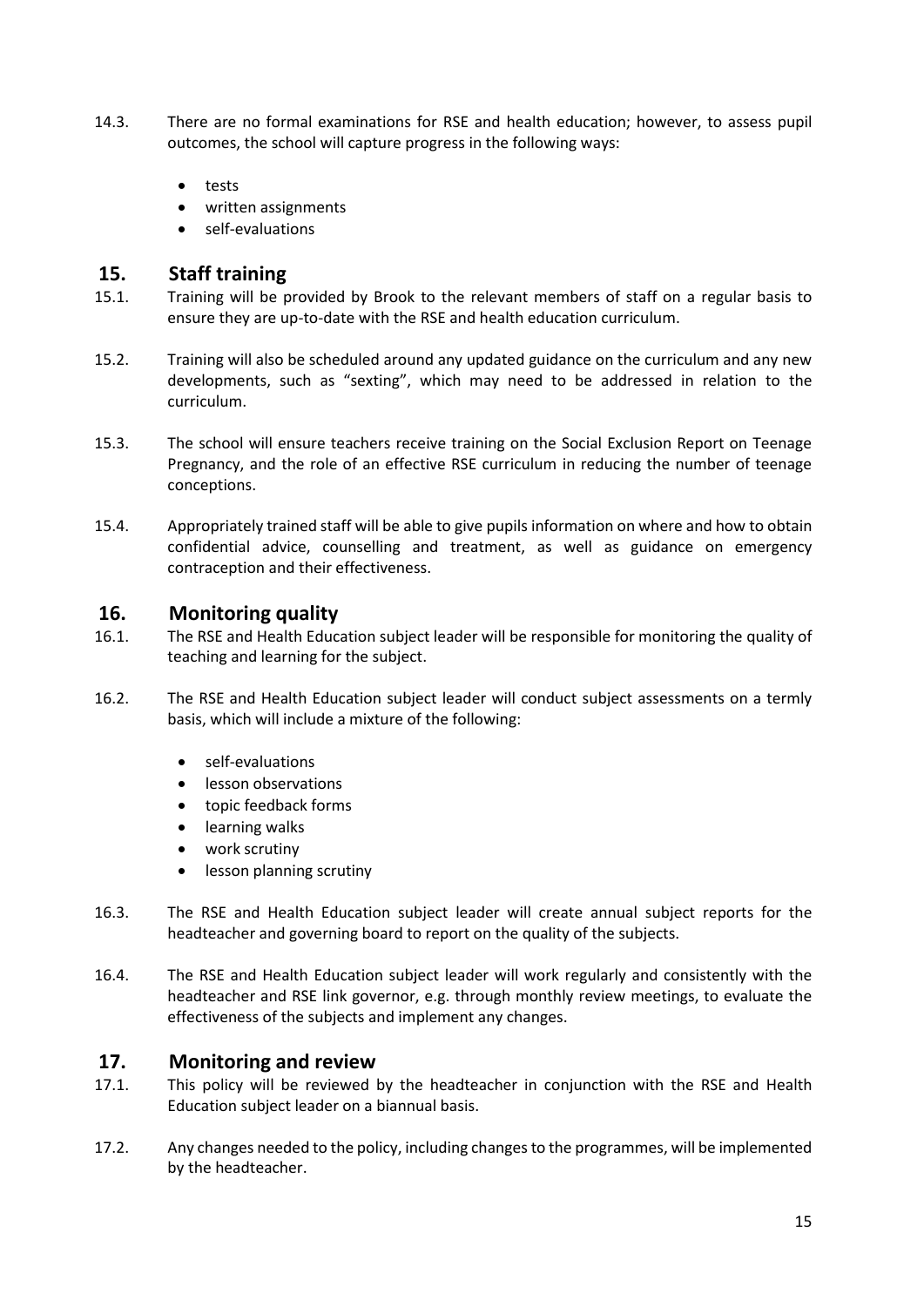14.3. There are no formal examinations for RSE and health education; however, to assess pupil outcomes, the school will capture progress in the following ways:

- tests
- written assignments
- self-evaluations

## 15. Staff training

15.1. Training will be provided by Brook to the relevant members of staff on a regular basis to ensure they are up-to-date with the RSE and health education curriculum.

15.2. Training will also be scheduled around any updated guidance on the curriculum and any new developments, such as "sexting", which may need to be addressed in relation to the curriculum.

15.3. The school will ensure teachers receive training on the Social Exclusion Report on Teenage Pregnancy, and the role of an effective RSE curriculum in reducing the number of teenage conceptions.

15.4. Appropriately trained staff will be able to give pupils information on where and how to obtain confidential advice, counselling and treatment, as well as guidance on emergency contraception and their effectiveness.

## 16. Monitoring quality

16.1. The RSE and Health Education subject leader will be responsible for monitoring the quality of teaching and learning for the subject.

16.2. The RSE and Health Education subject leader will conduct subject assessments on a termly basis, which will include a mixture of the following:

- self-evaluations
- lesson observations
- topic feedback forms
- learning walks
- work scrutiny
- lesson planning scrutiny

16.3. The RSE and Health Education subject leader will create annual subject reports for the headteacher and governing board to report on the quality of the subjects.

16.4. The RSE and Health Education subject leader will work regularly and consistently with the headteacher and RSE link governor, e.g. through monthly review meetings, to evaluate the effectiveness of the subjects and implement any changes.

## 17. Monitoring and review

17.1. This policy will be reviewed by the headteacher in conjunction with the RSE and Health Education subject leader on a biannual basis.

17.2. Any changes needed to the policy, including changes to the programmes, will be implemented by the headteacher.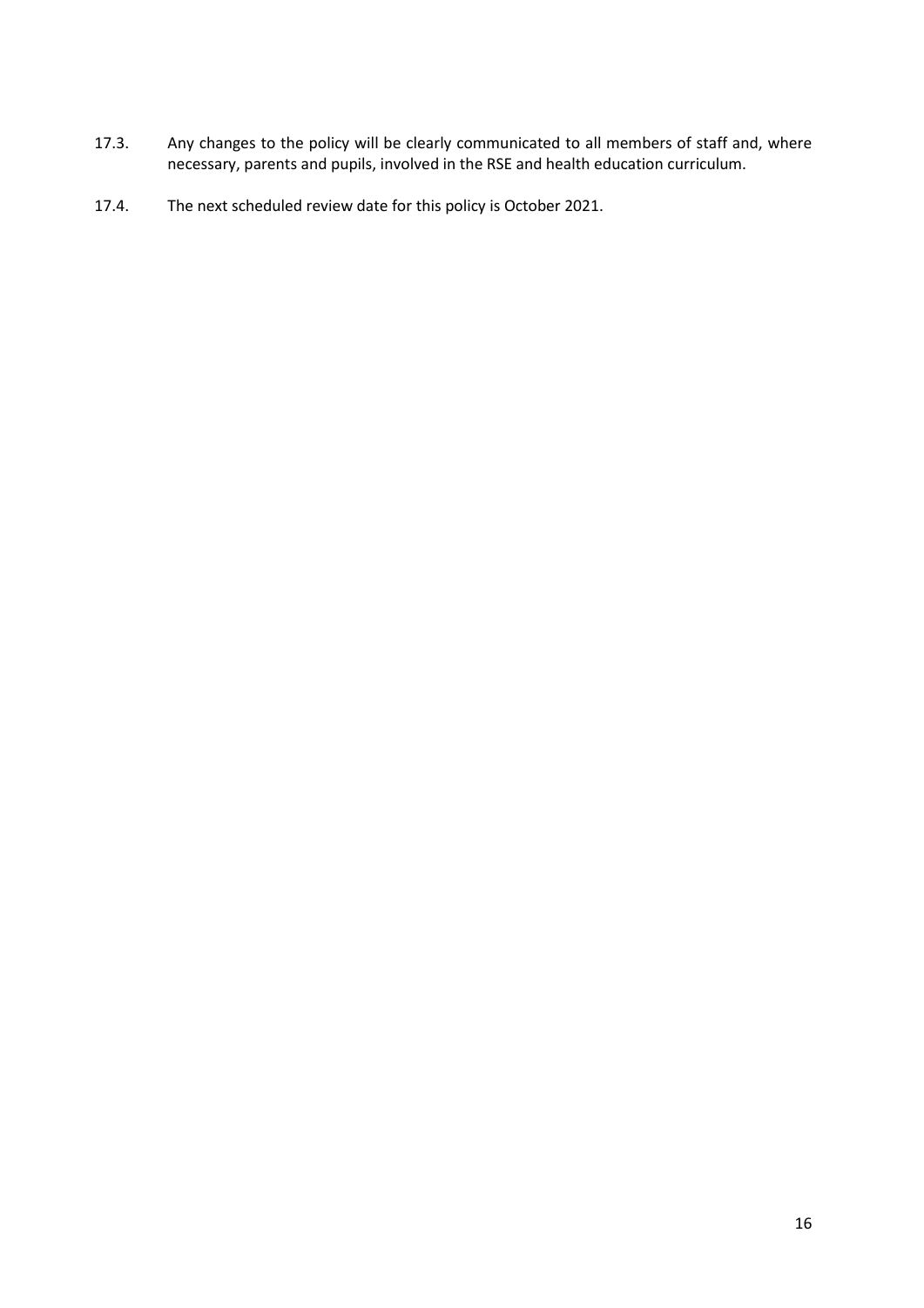17.3. Any changes to the policy will be clearly communicated to all members of staff and, where necessary, parents and pupils, involved in the RSE and health education curriculum.

17.4. The next scheduled review date for this policy is October 2021.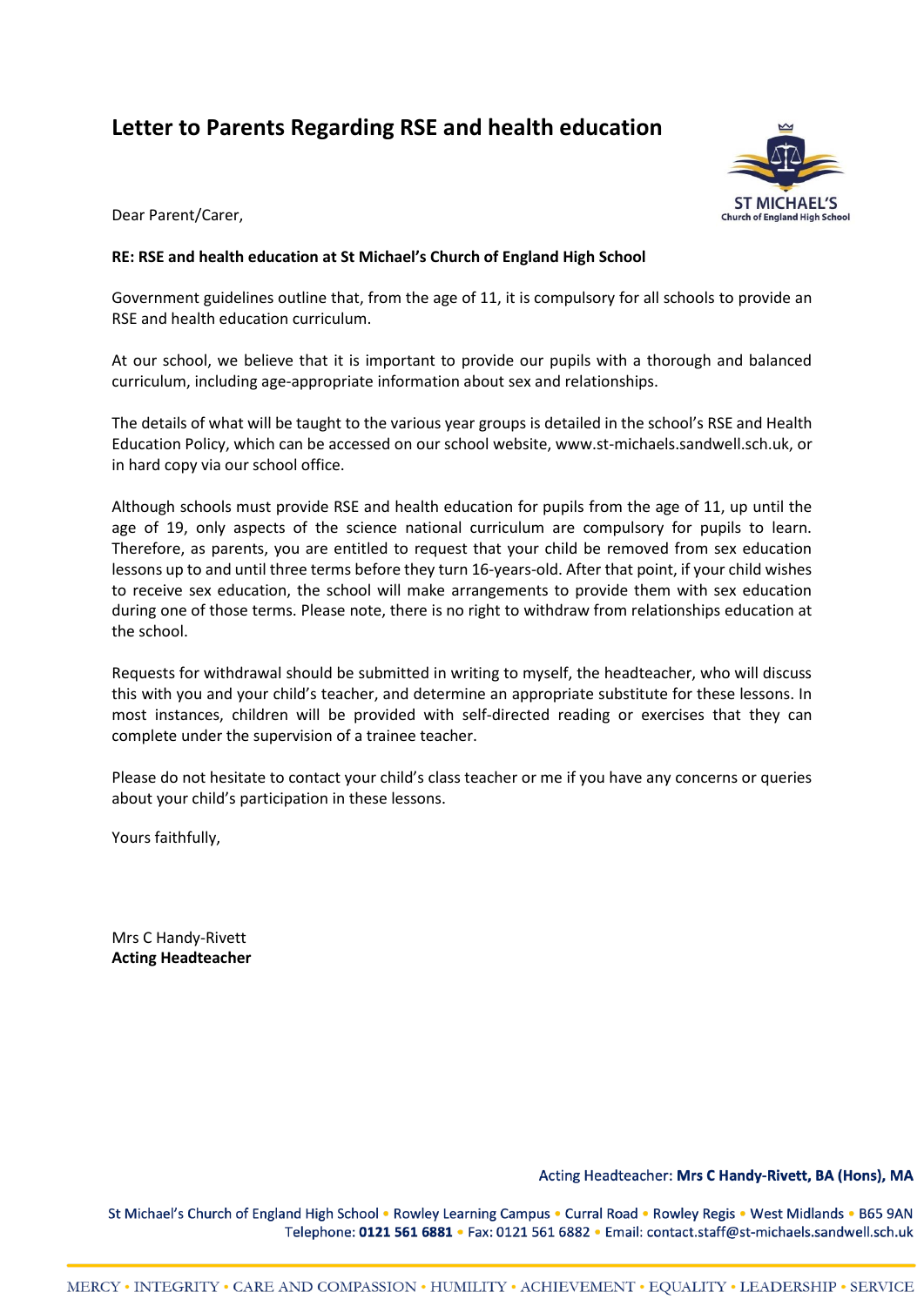# Letter to Parents Regarding RSE and health education

Dear Parent/Carer,

**RE: RSE and health education at St Michael's Church of England High School**

Government guidelines outline that, from the age of 11, it is compulsory for all schools to provide an RSE and health education curriculum.

At our school, we believe that it is important to provide our pupils with a thorough and balanced curriculum, including age-appropriate information about sex and relationships.

The details of what will be taught to the various year groups is detailed in the school's RSE and Health Education Policy, which can be accessed on our school website, www.st-michaels.sandwell.sch.uk, or in hard copy via our school office.

Although schools must provide RSE and health education for pupils from the age of 11, up until the age of 19, only aspects of the science national curriculum are compulsory for pupils to learn. Therefore, as parents, you are entitled to request that your child be removed from sex education lessons up to and until three terms before they turn 16-years-old. After that point, if your child wishes to receive sex education, the school will make arrangements to provide them with sex education during one of those terms. Please note, there is no right to withdraw from relationships education at the school.

Requests for withdrawal should be submitted in writing to myself, the headteacher, who will discuss this with you and your child's teacher, and determine an appropriate substitute for these lessons. In most instances, children will be provided with self-directed reading or exercises that they can complete under the supervision of a trainee teacher.

Please do not hesitate to contact your child's class teacher or me if you have any concerns or queries about your child's participation in these lessons.

Yours faithfully,

Mrs C Handy-Rivett
**Acting Headteacher**

Acting Headteacher: **Mrs C Handy-Rivett, BA (Hons), MA**

St Michael's Church of England High School • Rowley Learning Campus • Curral Road • Rowley Regis • West Midlands • B65 9AN
Telephone: **0121 561 6881** • Fax: 0121 561 6882 • Email: contact.staff@st-michaels.sandwell.sch.uk

MERCY • INTEGRITY • CARE AND COMPASSION • HUMILITY • ACHIEVEMENT • EQUALITY • LEADERSHIP • SERVICE